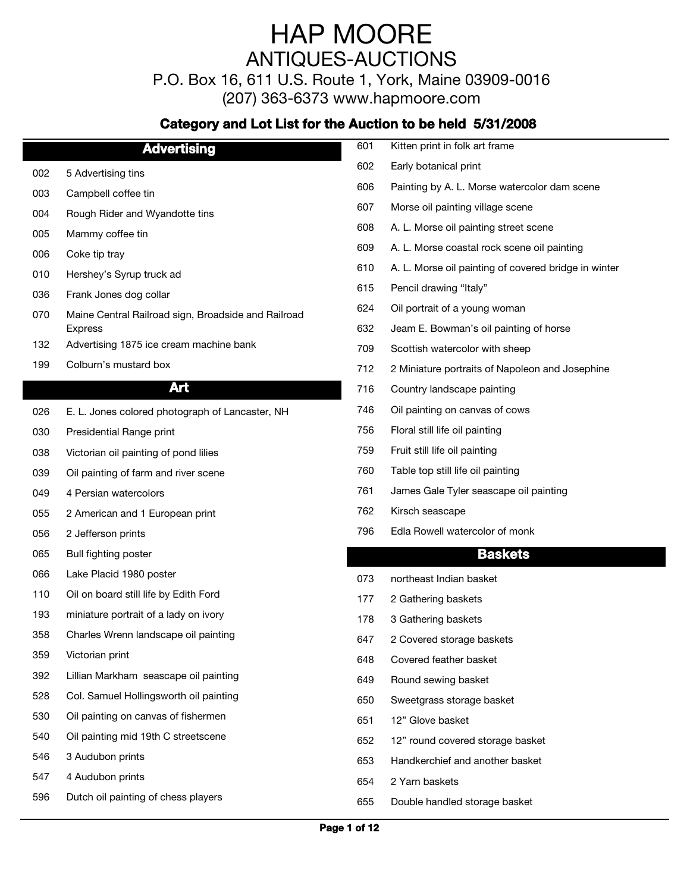# HAP MOORE
## ANTIQUES-AUCTIONS
P.O. Box 16, 611 U.S. Route 1, York, Maine 03909-0016
(207) 363-6373 www.hapmoore.com

**Category and Lot List for the Auction to be held 5/31/2008**

## Advertising

| Lot | Description |
|---|---|
| 002 | 5 Advertising tins |
| 003 | Campbell coffee tin |
| 004 | Rough Rider and Wyandotte tins |
| 005 | Mammy coffee tin |
| 006 | Coke tip tray |
| 010 | Hershey's Syrup truck ad |
| 036 | Frank Jones dog collar |
| 070 | Maine Central Railroad sign, Broadside and Railroad Express |
| 132 | Advertising 1875 ice cream machine bank |
| 199 | Colburn's mustard box |

## Art

| Lot | Description |
|---|---|
| 026 | E. L. Jones colored photograph of Lancaster, NH |
| 030 | Presidential Range print |
| 038 | Victorian oil painting of pond lilies |
| 039 | Oil painting of farm and river scene |
| 049 | 4 Persian watercolors |
| 055 | 2 American and 1 European print |
| 056 | 2 Jefferson prints |
| 065 | Bull fighting poster |
| 066 | Lake Placid 1980 poster |
| 110 | Oil on board still life by Edith Ford |
| 193 | miniature portrait of a lady on ivory |
| 358 | Charles Wrenn landscape oil painting |
| 359 | Victorian print |
| 392 | Lillian Markham seascape oil painting |
| 528 | Col. Samuel Hollingsworth oil painting |
| 530 | Oil painting on canvas of fishermen |
| 540 | Oil painting mid 19th C streetscene |
| 546 | 3 Audubon prints |
| 547 | 4 Audubon prints |
| 596 | Dutch oil painting of chess players |
| 601 | Kitten print in folk art frame |
| 602 | Early botanical print |
| 606 | Painting by A. L. Morse watercolor dam scene |
| 607 | Morse oil painting village scene |
| 608 | A. L. Morse oil painting street scene |
| 609 | A. L. Morse coastal rock scene oil painting |
| 610 | A. L. Morse oil painting of covered bridge in winter |
| 615 | Pencil drawing "Italy" |
| 624 | Oil portrait of a young woman |
| 632 | Jeam E. Bowman's oil painting of horse |
| 709 | Scottish watercolor with sheep |
| 712 | 2 Miniature portraits of Napoleon and Josephine |
| 716 | Country landscape painting |
| 746 | Oil painting on canvas of cows |
| 756 | Floral still life oil painting |
| 759 | Fruit still life oil painting |
| 760 | Table top still life oil painting |
| 761 | James Gale Tyler seascape oil painting |
| 762 | Kirsch seascape |
| 796 | Edla Rowell watercolor of monk |

## Baskets

| Lot | Description |
|---|---|
| 073 | northeast Indian basket |
| 177 | 2 Gathering baskets |
| 178 | 3 Gathering baskets |
| 647 | 2 Covered storage baskets |
| 648 | Covered feather basket |
| 649 | Round sewing basket |
| 650 | Sweetgrass storage basket |
| 651 | 12" Glove basket |
| 652 | 12" round covered storage basket |
| 653 | Handkerchief and another basket |
| 654 | 2 Yarn baskets |
| 655 | Double handled storage basket |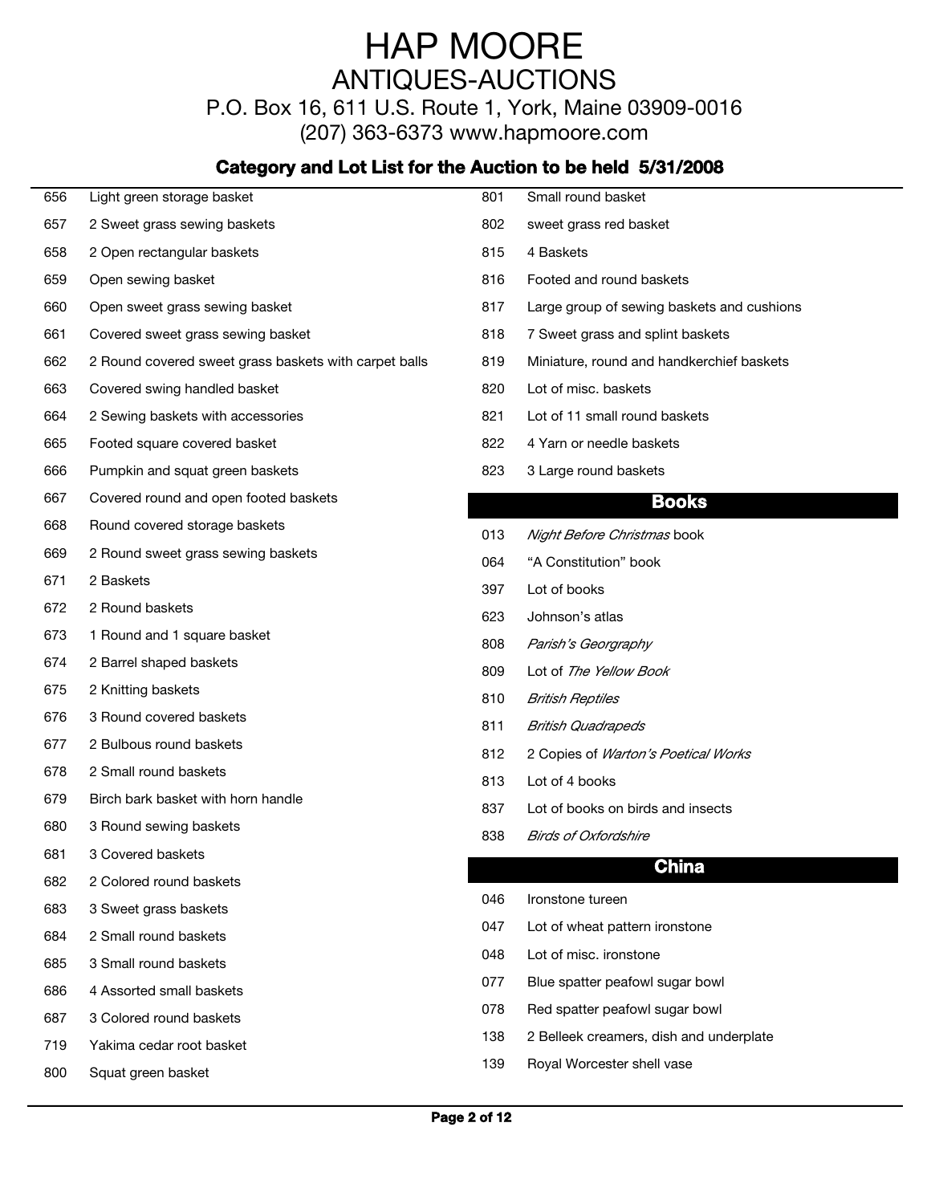# HAP MOORE
## ANTIQUES-AUCTIONS
P.O. Box 16, 611 U.S. Route 1, York, Maine 03909-0016
(207) 363-6373 www.hapmoore.com

### Category and Lot List for the Auction to be held 5/31/2008

| | |
|---|---|
| 656 | Light green storage basket |
| 657 | 2 Sweet grass sewing baskets |
| 658 | 2 Open rectangular baskets |
| 659 | Open sewing basket |
| 660 | Open sweet grass sewing basket |
| 661 | Covered sweet grass sewing basket |
| 662 | 2 Round covered sweet grass baskets with carpet balls |
| 663 | Covered swing handled basket |
| 664 | 2 Sewing baskets with accessories |
| 665 | Footed square covered basket |
| 666 | Pumpkin and squat green baskets |
| 667 | Covered round and open footed baskets |
| 668 | Round covered storage baskets |
| 669 | 2 Round sweet grass sewing baskets |
| 671 | 2 Baskets |
| 672 | 2 Round baskets |
| 673 | 1 Round and 1 square basket |
| 674 | 2 Barrel shaped baskets |
| 675 | 2 Knitting baskets |
| 676 | 3 Round covered baskets |
| 677 | 2 Bulbous round baskets |
| 678 | 2 Small round baskets |
| 679 | Birch bark basket with horn handle |
| 680 | 3 Round sewing baskets |
| 681 | 3 Covered baskets |
| 682 | 2 Colored round baskets |
| 683 | 3 Sweet grass baskets |
| 684 | 2 Small round baskets |
| 685 | 3 Small round baskets |
| 686 | 4 Assorted small baskets |
| 687 | 3 Colored round baskets |
| 719 | Yakima cedar root basket |
| 800 | Squat green basket |
| 801 | Small round basket |
| 802 | sweet grass red basket |
| 815 | 4 Baskets |
| 816 | Footed and round baskets |
| 817 | Large group of sewing baskets and cushions |
| 818 | 7 Sweet grass and splint baskets |
| 819 | Miniature, round and handkerchief baskets |
| 820 | Lot of misc. baskets |
| 821 | Lot of 11 small round baskets |
| 822 | 4 Yarn or needle baskets |
| 823 | 3 Large round baskets |

## Books

| | |
|---|---|
| 013 | *Night Before Christmas* book |
| 064 | "A Constitution" book |
| 397 | Lot of books |
| 623 | Johnson's atlas |
| 808 | *Parish's Georgraphy* |
| 809 | Lot of *The Yellow Book* |
| 810 | *British Reptiles* |
| 811 | *British Quadrapeds* |
| 812 | 2 Copies of *Warton's Poetical Works* |
| 813 | Lot of 4 books |
| 837 | Lot of books on birds and insects |
| 838 | *Birds of Oxfordshire* |

## China

| | |
|---|---|
| 046 | Ironstone tureen |
| 047 | Lot of wheat pattern ironstone |
| 048 | Lot of misc. ironstone |
| 077 | Blue spatter peafowl sugar bowl |
| 078 | Red spatter peafowl sugar bowl |
| 138 | 2 Belleek creamers, dish and underplate |
| 139 | Royal Worcester shell vase |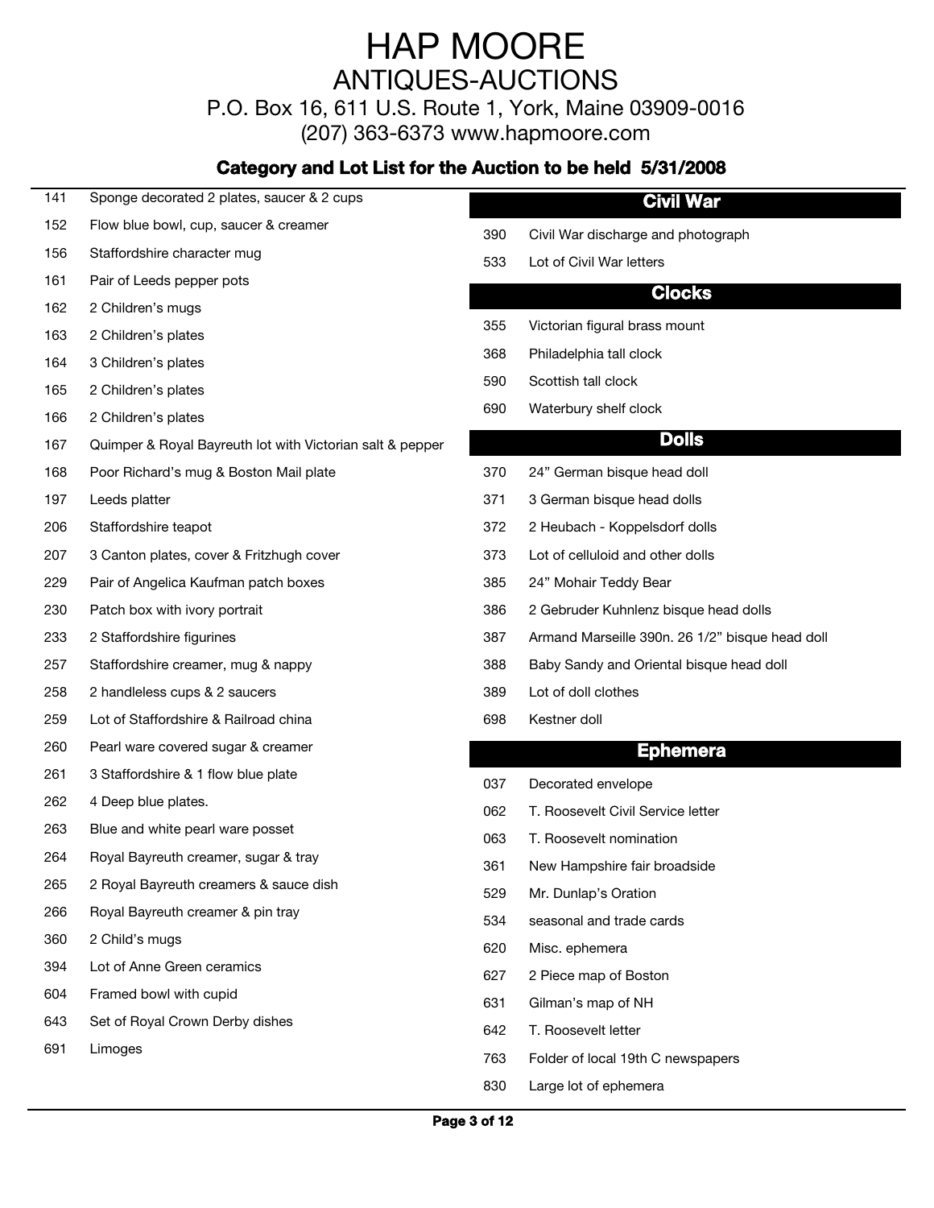# HAP MOORE
## ANTIQUES-AUCTIONS

P.O. Box 16, 611 U.S. Route 1, York, Maine 03909-0016
(207) 363-6373 www.hapmoore.com

### Category and Lot List for the Auction to be held 5/31/2008

| | |
|---|---|
| 141 | Sponge decorated 2 plates, saucer & 2 cups |
| 152 | Flow blue bowl, cup, saucer & creamer |
| 156 | Staffordshire character mug |
| 161 | Pair of Leeds pepper pots |
| 162 | 2 Children's mugs |
| 163 | 2 Children's plates |
| 164 | 3 Children's plates |
| 165 | 2 Children's plates |
| 166 | 2 Children's plates |
| 167 | Quimper & Royal Bayreuth lot with Victorian salt & pepper |
| 168 | Poor Richard's mug & Boston Mail plate |
| 197 | Leeds platter |
| 206 | Staffordshire teapot |
| 207 | 3 Canton plates, cover & Fritzhugh cover |
| 229 | Pair of Angelica Kaufman patch boxes |
| 230 | Patch box with ivory portrait |
| 233 | 2 Staffordshire figurines |
| 257 | Staffordshire creamer, mug & nappy |
| 258 | 2 handleless cups & 2 saucers |
| 259 | Lot of Staffordshire & Railroad china |
| 260 | Pearl ware covered sugar & creamer |
| 261 | 3 Staffordshire & 1 flow blue plate |
| 262 | 4 Deep blue plates. |
| 263 | Blue and white pearl ware posset |
| 264 | Royal Bayreuth creamer, sugar & tray |
| 265 | 2 Royal Bayreuth creamers & sauce dish |
| 266 | Royal Bayreuth creamer & pin tray |
| 360 | 2 Child's mugs |
| 394 | Lot of Anne Green ceramics |
| 604 | Framed bowl with cupid |
| 643 | Set of Royal Crown Derby dishes |
| 691 | Limoges |

## Civil War

| | |
|---|---|
| 390 | Civil War discharge and photograph |
| 533 | Lot of Civil War letters |

## Clocks

| | |
|---|---|
| 355 | Victorian figural brass mount |
| 368 | Philadelphia tall clock |
| 590 | Scottish tall clock |
| 690 | Waterbury shelf clock |

## Dolls

| | |
|---|---|
| 370 | 24" German bisque head doll |
| 371 | 3 German bisque head dolls |
| 372 | 2 Heubach - Koppelsdorf dolls |
| 373 | Lot of celluloid and other dolls |
| 385 | 24" Mohair Teddy Bear |
| 386 | 2 Gebruder Kuhnlenz bisque head dolls |
| 387 | Armand Marseille 390n. 26 1/2" bisque head doll |
| 388 | Baby Sandy and Oriental bisque head doll |
| 389 | Lot of doll clothes |
| 698 | Kestner doll |

## Ephemera

| | |
|---|---|
| 037 | Decorated envelope |
| 062 | T. Roosevelt Civil Service letter |
| 063 | T. Roosevelt nomination |
| 361 | New Hampshire fair broadside |
| 529 | Mr. Dunlap's Oration |
| 534 | seasonal and trade cards |
| 620 | Misc. ephemera |
| 627 | 2 Piece map of Boston |
| 631 | Gilman's map of NH |
| 642 | T. Roosevelt letter |
| 763 | Folder of local 19th C newspapers |
| 830 | Large lot of ephemera |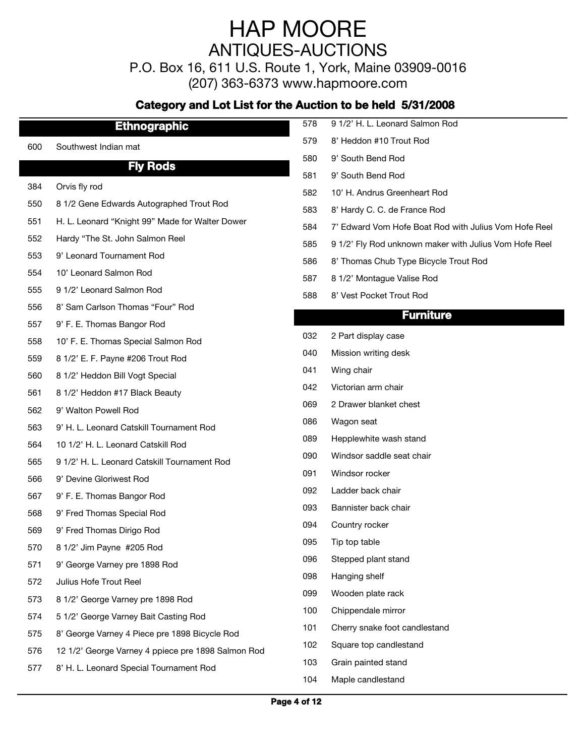# HAP MOORE
## ANTIQUES-AUCTIONS

P.O. Box 16, 611 U.S. Route 1, York, Maine 03909-0016
(207) 363-6373 www.hapmoore.com

**Category and Lot List for the Auction to be held 5/31/2008**

### Ethnographic

| | |
|---|---|
| 600 | Southwest Indian mat |

### Fly Rods

| | |
|---|---|
| 384 | Orvis fly rod |
| 550 | 8 1/2 Gene Edwards Autographed Trout Rod |
| 551 | H. L. Leonard "Knight 99" Made for Walter Dower |
| 552 | Hardy "The St. John Salmon Reel |
| 553 | 9' Leonard Tournament Rod |
| 554 | 10' Leonard Salmon Rod |
| 555 | 9 1/2' Leonard Salmon Rod |
| 556 | 8' Sam Carlson Thomas "Four" Rod |
| 557 | 9' F. E. Thomas Bangor Rod |
| 558 | 10' F. E. Thomas Special Salmon Rod |
| 559 | 8 1/2' E. F. Payne #206 Trout Rod |
| 560 | 8 1/2' Heddon Bill Vogt Special |
| 561 | 8 1/2' Heddon #17 Black Beauty |
| 562 | 9' Walton Powell Rod |
| 563 | 9' H. L. Leonard Catskill Tournament Rod |
| 564 | 10 1/2' H. L. Leonard Catskill Rod |
| 565 | 9 1/2' H. L. Leonard Catskill Tournament Rod |
| 566 | 9' Devine Gloriwest Rod |
| 567 | 9' F. E. Thomas Bangor Rod |
| 568 | 9' Fred Thomas Special Rod |
| 569 | 9' Fred Thomas Dirigo Rod |
| 570 | 8 1/2' Jim Payne #205 Rod |
| 571 | 9' George Varney pre 1898 Rod |
| 572 | Julius Hofe Trout Reel |
| 573 | 8 1/2' George Varney pre 1898 Rod |
| 574 | 5 1/2' George Varney Bait Casting Rod |
| 575 | 8' George Varney 4 Piece pre 1898 Bicycle Rod |
| 576 | 12 1/2' George Varney 4 ppiece pre 1898 Salmon Rod |
| 577 | 8' H. L. Leonard Special Tournament Rod |
| 578 | 9 1/2' H. L. Leonard Salmon Rod |
| 579 | 8' Heddon #10 Trout Rod |
| 580 | 9' South Bend Rod |
| 581 | 9' South Bend Rod |
| 582 | 10' H. Andrus Greenheart Rod |
| 583 | 8' Hardy C. C. de France Rod |
| 584 | 7' Edward Vom Hofe Boat Rod with Julius Vom Hofe Reel |
| 585 | 9 1/2' Fly Rod unknown maker with Julius Vom Hofe Reel |
| 586 | 8' Thomas Chub Type Bicycle Trout Rod |
| 587 | 8 1/2' Montague Valise Rod |
| 588 | 8' Vest Pocket Trout Rod |

### Furniture

| | |
|---|---|
| 032 | 2 Part display case |
| 040 | Mission writing desk |
| 041 | Wing chair |
| 042 | Victorian arm chair |
| 069 | 2 Drawer blanket chest |
| 086 | Wagon seat |
| 089 | Hepplewhite wash stand |
| 090 | Windsor saddle seat chair |
| 091 | Windsor rocker |
| 092 | Ladder back chair |
| 093 | Bannister back chair |
| 094 | Country rocker |
| 095 | Tip top table |
| 096 | Stepped plant stand |
| 098 | Hanging shelf |
| 099 | Wooden plate rack |
| 100 | Chippendale mirror |
| 101 | Cherry snake foot candlestand |
| 102 | Square top candlestand |
| 103 | Grain painted stand |
| 104 | Maple candlestand |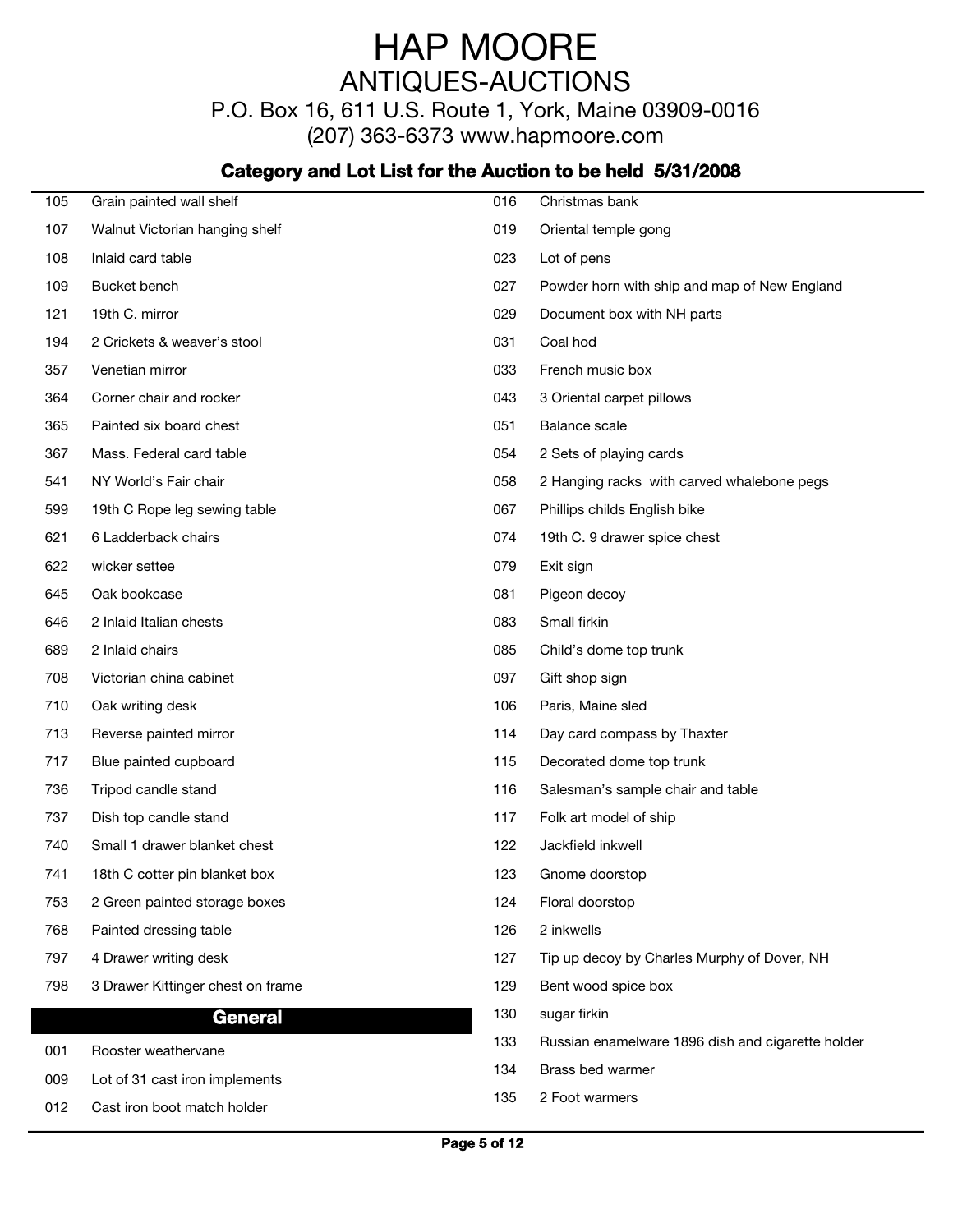# HAP MOORE
## ANTIQUES-AUCTIONS
P.O. Box 16, 611 U.S. Route 1, York, Maine 03909-0016
(207) 363-6373 www.hapmoore.com

**Category and Lot List for the Auction to be held 5/31/2008**

| | |
|---|---|
| 105 | Grain painted wall shelf |
| 107 | Walnut Victorian hanging shelf |
| 108 | Inlaid card table |
| 109 | Bucket bench |
| 121 | 19th C. mirror |
| 194 | 2 Crickets & weaver's stool |
| 357 | Venetian mirror |
| 364 | Corner chair and rocker |
| 365 | Painted six board chest |
| 367 | Mass. Federal card table |
| 541 | NY World's Fair chair |
| 599 | 19th C Rope leg sewing table |
| 621 | 6 Ladderback chairs |
| 622 | wicker settee |
| 645 | Oak bookcase |
| 646 | 2 Inlaid Italian chests |
| 689 | 2 Inlaid chairs |
| 708 | Victorian china cabinet |
| 710 | Oak writing desk |
| 713 | Reverse painted mirror |
| 717 | Blue painted cupboard |
| 736 | Tripod candle stand |
| 737 | Dish top candle stand |
| 740 | Small 1 drawer blanket chest |
| 741 | 18th C cotter pin blanket box |
| 753 | 2 Green painted storage boxes |
| 768 | Painted dressing table |
| 797 | 4 Drawer writing desk |
| 798 | 3 Drawer Kittinger chest on frame |

### General

| | |
|---|---|
| 001 | Rooster weathervane |
| 009 | Lot of 31 cast iron implements |
| 012 | Cast iron boot match holder |
| 016 | Christmas bank |
| 019 | Oriental temple gong |
| 023 | Lot of pens |
| 027 | Powder horn with ship and map of New England |
| 029 | Document box with NH parts |
| 031 | Coal hod |
| 033 | French music box |
| 043 | 3 Oriental carpet pillows |
| 051 | Balance scale |
| 054 | 2 Sets of playing cards |
| 058 | 2 Hanging racks with carved whalebone pegs |
| 067 | Phillips childs English bike |
| 074 | 19th C. 9 drawer spice chest |
| 079 | Exit sign |
| 081 | Pigeon decoy |
| 083 | Small firkin |
| 085 | Child's dome top trunk |
| 097 | Gift shop sign |
| 106 | Paris, Maine sled |
| 114 | Day card compass by Thaxter |
| 115 | Decorated dome top trunk |
| 116 | Salesman's sample chair and table |
| 117 | Folk art model of ship |
| 122 | Jackfield inkwell |
| 123 | Gnome doorstop |
| 124 | Floral doorstop |
| 126 | 2 inkwells |
| 127 | Tip up decoy by Charles Murphy of Dover, NH |
| 129 | Bent wood spice box |
| 130 | sugar firkin |
| 133 | Russian enamelware 1896 dish and cigarette holder |
| 134 | Brass bed warmer |
| 135 | 2 Foot warmers |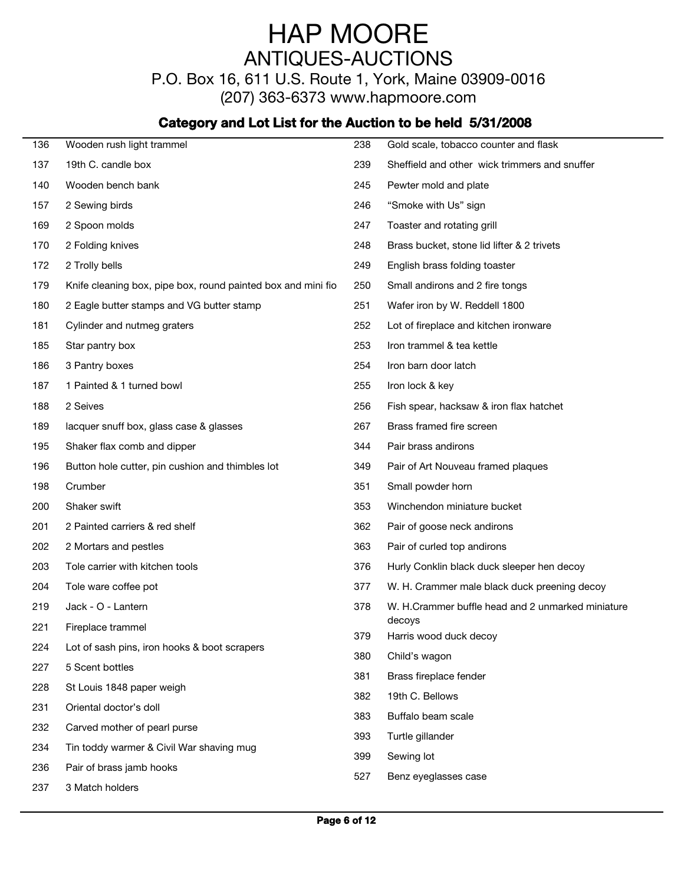# HAP MOORE

## ANTIQUES-AUCTIONS

P.O. Box 16, 611 U.S. Route 1, York, Maine 03909-0016

(207) 363-6373 www.hapmoore.com

### Category and Lot List for the Auction to be held 5/31/2008

| Lot | Description |
|---|---|
| 136 | Wooden rush light trammel |
| 137 | 19th C. candle box |
| 140 | Wooden bench bank |
| 157 | 2 Sewing birds |
| 169 | 2 Spoon molds |
| 170 | 2 Folding knives |
| 172 | 2 Trolly bells |
| 179 | Knife cleaning box, pipe box, round painted box and mini fio |
| 180 | 2 Eagle butter stamps and VG butter stamp |
| 181 | Cylinder and nutmeg graters |
| 185 | Star pantry box |
| 186 | 3 Pantry boxes |
| 187 | 1 Painted & 1 turned bowl |
| 188 | 2 Seives |
| 189 | lacquer snuff box, glass case & glasses |
| 195 | Shaker flax comb and dipper |
| 196 | Button hole cutter, pin cushion and thimbles lot |
| 198 | Crumber |
| 200 | Shaker swift |
| 201 | 2 Painted carriers & red shelf |
| 202 | 2 Mortars and pestles |
| 203 | Tole carrier with kitchen tools |
| 204 | Tole ware coffee pot |
| 219 | Jack - O - Lantern |
| 221 | Fireplace trammel |
| 224 | Lot of sash pins, iron hooks & boot scrapers |
| 227 | 5 Scent bottles |
| 228 | St Louis 1848 paper weigh |
| 231 | Oriental doctor's doll |
| 232 | Carved mother of pearl purse |
| 234 | Tin toddy warmer & Civil War shaving mug |
| 236 | Pair of brass jamb hooks |
| 237 | 3 Match holders |
| 238 | Gold scale, tobacco counter and flask |
| 239 | Sheffield and other wick trimmers and snuffer |
| 245 | Pewter mold and plate |
| 246 | "Smoke with Us" sign |
| 247 | Toaster and rotating grill |
| 248 | Brass bucket, stone lid lifter & 2 trivets |
| 249 | English brass folding toaster |
| 250 | Small andirons and 2 fire tongs |
| 251 | Wafer iron by W. Reddell 1800 |
| 252 | Lot of fireplace and kitchen ironware |
| 253 | Iron trammel & tea kettle |
| 254 | Iron barn door latch |
| 255 | Iron lock & key |
| 256 | Fish spear, hacksaw & iron flax hatchet |
| 267 | Brass framed fire screen |
| 344 | Pair brass andirons |
| 349 | Pair of Art Nouveau framed plaques |
| 351 | Small powder horn |
| 353 | Winchendon miniature bucket |
| 362 | Pair of goose neck andirons |
| 363 | Pair of curled top andirons |
| 376 | Hurly Conklin black duck sleeper hen decoy |
| 377 | W. H. Crammer male black duck preening decoy |
| 378 | W. H.Crammer buffle head and 2 unmarked miniature decoys |
| 379 | Harris wood duck decoy |
| 380 | Child's wagon |
| 381 | Brass fireplace fender |
| 382 | 19th C. Bellows |
| 383 | Buffalo beam scale |
| 393 | Turtle gillander |
| 399 | Sewing lot |
| 527 | Benz eyeglasses case |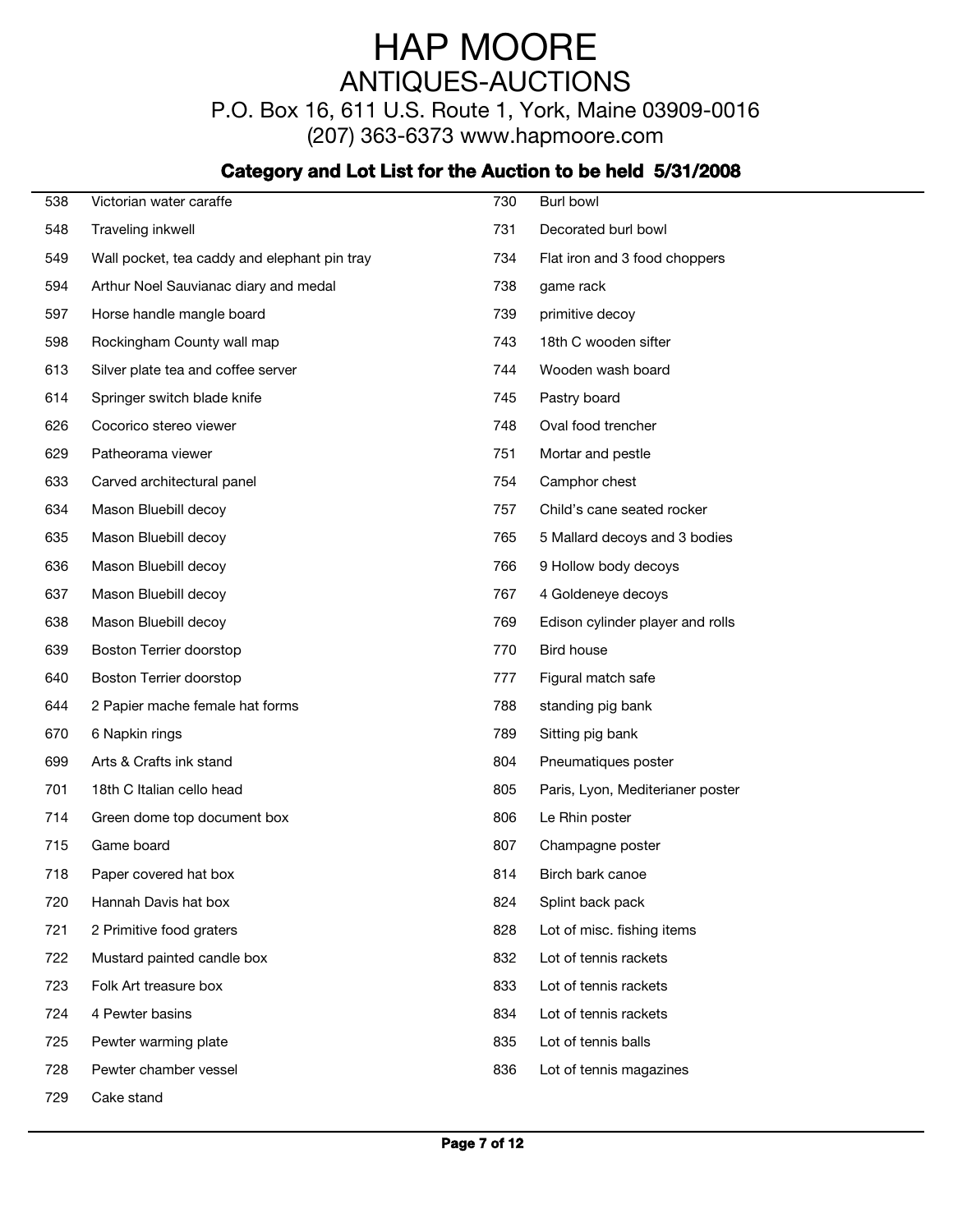# HAP MOORE
## ANTIQUES-AUCTIONS

P.O. Box 16, 611 U.S. Route 1, York, Maine 03909-0016
(207) 363-6373 www.hapmoore.com

### Category and Lot List for the Auction to be held 5/31/2008

| Lot | Description |
|---|---|
| 538 | Victorian water caraffe |
| 548 | Traveling inkwell |
| 549 | Wall pocket, tea caddy and elephant pin tray |
| 594 | Arthur Noel Sauvianac diary and medal |
| 597 | Horse handle mangle board |
| 598 | Rockingham County wall map |
| 613 | Silver plate tea and coffee server |
| 614 | Springer switch blade knife |
| 626 | Cocorico stereo viewer |
| 629 | Patheorama viewer |
| 633 | Carved architectural panel |
| 634 | Mason Bluebill decoy |
| 635 | Mason Bluebill decoy |
| 636 | Mason Bluebill decoy |
| 637 | Mason Bluebill decoy |
| 638 | Mason Bluebill decoy |
| 639 | Boston Terrier doorstop |
| 640 | Boston Terrier doorstop |
| 644 | 2 Papier mache female hat forms |
| 670 | 6 Napkin rings |
| 699 | Arts & Crafts ink stand |
| 701 | 18th C Italian cello head |
| 714 | Green dome top document box |
| 715 | Game board |
| 718 | Paper covered hat box |
| 720 | Hannah Davis hat box |
| 721 | 2 Primitive food graters |
| 722 | Mustard painted candle box |
| 723 | Folk Art treasure box |
| 724 | 4 Pewter basins |
| 725 | Pewter warming plate |
| 728 | Pewter chamber vessel |
| 729 | Cake stand |
| 730 | Burl bowl |
| 731 | Decorated burl bowl |
| 734 | Flat iron and 3 food choppers |
| 738 | game rack |
| 739 | primitive decoy |
| 743 | 18th C wooden sifter |
| 744 | Wooden wash board |
| 745 | Pastry board |
| 748 | Oval food trencher |
| 751 | Mortar and pestle |
| 754 | Camphor chest |
| 757 | Child's cane seated rocker |
| 765 | 5 Mallard decoys and 3 bodies |
| 766 | 9 Hollow body decoys |
| 767 | 4 Goldeneye decoys |
| 769 | Edison cylinder player and rolls |
| 770 | Bird house |
| 777 | Figural match safe |
| 788 | standing pig bank |
| 789 | Sitting pig bank |
| 804 | Pneumatiques poster |
| 805 | Paris, Lyon, Mediterianer poster |
| 806 | Le Rhin poster |
| 807 | Champagne poster |
| 814 | Birch bark canoe |
| 824 | Splint back pack |
| 828 | Lot of misc. fishing items |
| 832 | Lot of tennis rackets |
| 833 | Lot of tennis rackets |
| 834 | Lot of tennis rackets |
| 835 | Lot of tennis balls |
| 836 | Lot of tennis magazines |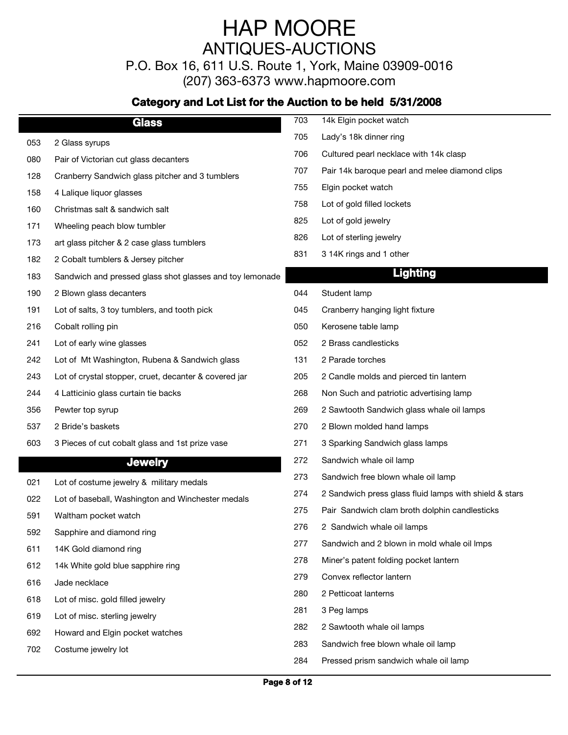# HAP MOORE
## ANTIQUES-AUCTIONS

P.O. Box 16, 611 U.S. Route 1, York, Maine 03909-0016
(207) 363-6373 www.hapmoore.com

### Category and Lot List for the Auction to be held 5/31/2008

### Glass

| | |
|---|---|
| 053 | 2 Glass syrups |
| 080 | Pair of Victorian cut glass decanters |
| 128 | Cranberry Sandwich glass pitcher and 3 tumblers |
| 158 | 4 Lalique liquor glasses |
| 160 | Christmas salt & sandwich salt |
| 171 | Wheeling peach blow tumbler |
| 173 | art glass pitcher & 2 case glass tumblers |
| 182 | 2 Cobalt tumblers & Jersey pitcher |
| 183 | Sandwich and pressed glass shot glasses and toy lemonade |
| 190 | 2 Blown glass decanters |
| 191 | Lot of salts, 3 toy tumblers, and tooth pick |
| 216 | Cobalt rolling pin |
| 241 | Lot of early wine glasses |
| 242 | Lot of Mt Washington, Rubena & Sandwich glass |
| 243 | Lot of crystal stopper, cruet, decanter & covered jar |
| 244 | 4 Latticinio glass curtain tie backs |
| 356 | Pewter top syrup |
| 537 | 2 Bride's baskets |
| 603 | 3 Pieces of cut cobalt glass and 1st prize vase |

### Jewelry

| | |
|---|---|
| 021 | Lot of costume jewelry & military medals |
| 022 | Lot of baseball, Washington and Winchester medals |
| 591 | Waltham pocket watch |
| 592 | Sapphire and diamond ring |
| 611 | 14K Gold diamond ring |
| 612 | 14k White gold blue sapphire ring |
| 616 | Jade necklace |
| 618 | Lot of misc. gold filled jewelry |
| 619 | Lot of misc. sterling jewelry |
| 692 | Howard and Elgin pocket watches |
| 702 | Costume jewelry lot |
| 703 | 14k Elgin pocket watch |
| 705 | Lady's 18k dinner ring |
| 706 | Cultured pearl necklace with 14k clasp |
| 707 | Pair 14k baroque pearl and melee diamond clips |
| 755 | Elgin pocket watch |
| 758 | Lot of gold filled lockets |
| 825 | Lot of gold jewelry |
| 826 | Lot of sterling jewelry |
| 831 | 3 14K rings and 1 other |

### Lighting

| | |
|---|---|
| 044 | Student lamp |
| 045 | Cranberry hanging light fixture |
| 050 | Kerosene table lamp |
| 052 | 2 Brass candlesticks |
| 131 | 2 Parade torches |
| 205 | 2 Candle molds and pierced tin lantern |
| 268 | Non Such and patriotic advertising lamp |
| 269 | 2 Sawtooth Sandwich glass whale oil lamps |
| 270 | 2 Blown molded hand lamps |
| 271 | 3 Sparking Sandwich glass lamps |
| 272 | Sandwich whale oil lamp |
| 273 | Sandwich free blown whale oil lamp |
| 274 | 2 Sandwich press glass fluid lamps with shield & stars |
| 275 | Pair Sandwich clam broth dolphin candlesticks |
| 276 | 2 Sandwich whale oil lamps |
| 277 | Sandwich and 2 blown in mold whale oil lmps |
| 278 | Miner's patent folding pocket lantern |
| 279 | Convex reflector lantern |
| 280 | 2 Petticoat lanterns |
| 281 | 3 Peg lamps |
| 282 | 2 Sawtooth whale oil lamps |
| 283 | Sandwich free blown whale oil lamp |
| 284 | Pressed prism sandwich whale oil lamp |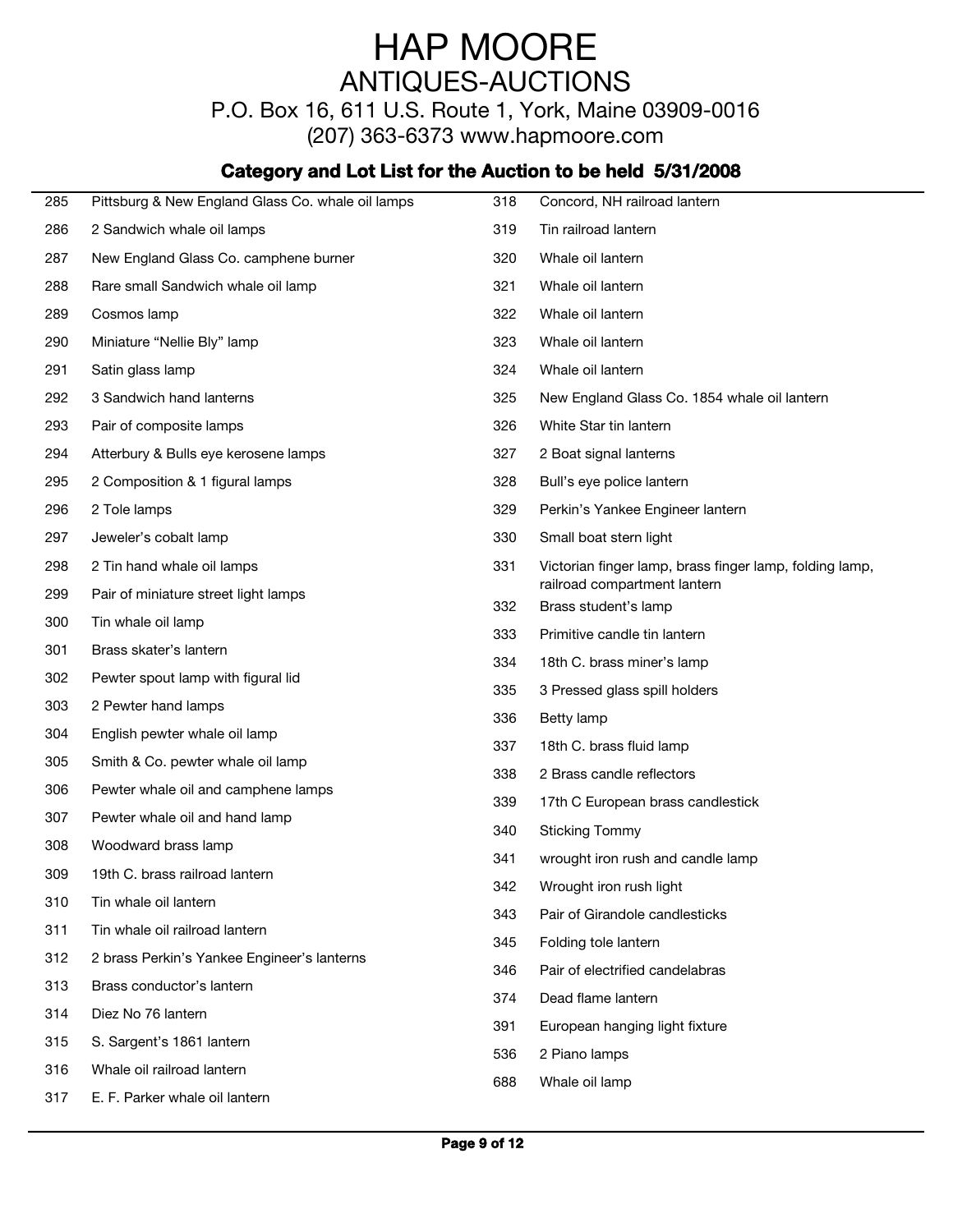# HAP MOORE

## ANTIQUES-AUCTIONS

P.O. Box 16, 611 U.S. Route 1, York, Maine 03909-0016

(207) 363-6373 www.hapmoore.com

### Category and Lot List for the Auction to be held 5/31/2008

| | |
|---|---|
| 285 | Pittsburg & New England Glass Co. whale oil lamps |
| 286 | 2 Sandwich whale oil lamps |
| 287 | New England Glass Co. camphene burner |
| 288 | Rare small Sandwich whale oil lamp |
| 289 | Cosmos lamp |
| 290 | Miniature “Nellie Bly” lamp |
| 291 | Satin glass lamp |
| 292 | 3 Sandwich hand lanterns |
| 293 | Pair of composite lamps |
| 294 | Atterbury & Bulls eye kerosene lamps |
| 295 | 2 Composition & 1 figural lamps |
| 296 | 2 Tole lamps |
| 297 | Jeweler’s cobalt lamp |
| 298 | 2 Tin hand whale oil lamps |
| 299 | Pair of miniature street light lamps |
| 300 | Tin whale oil lamp |
| 301 | Brass skater’s lantern |
| 302 | Pewter spout lamp with figural lid |
| 303 | 2 Pewter hand lamps |
| 304 | English pewter whale oil lamp |
| 305 | Smith & Co. pewter whale oil lamp |
| 306 | Pewter whale oil and camphene lamps |
| 307 | Pewter whale oil and hand lamp |
| 308 | Woodward brass lamp |
| 309 | 19th C. brass railroad lantern |
| 310 | Tin whale oil lantern |
| 311 | Tin whale oil railroad lantern |
| 312 | 2 brass Perkin’s Yankee Engineer’s lanterns |
| 313 | Brass conductor’s lantern |
| 314 | Diez No 76 lantern |
| 315 | S. Sargent’s 1861 lantern |
| 316 | Whale oil railroad lantern |
| 317 | E. F. Parker whale oil lantern |
| 318 | Concord, NH railroad lantern |
| 319 | Tin railroad lantern |
| 320 | Whale oil lantern |
| 321 | Whale oil lantern |
| 322 | Whale oil lantern |
| 323 | Whale oil lantern |
| 324 | Whale oil lantern |
| 325 | New England Glass Co. 1854 whale oil lantern |
| 326 | White Star tin lantern |
| 327 | 2 Boat signal lanterns |
| 328 | Bull’s eye police lantern |
| 329 | Perkin’s Yankee Engineer lantern |
| 330 | Small boat stern light |
| 331 | Victorian finger lamp, brass finger lamp, folding lamp, railroad compartment lantern |
| 332 | Brass student’s lamp |
| 333 | Primitive candle tin lantern |
| 334 | 18th C. brass miner’s lamp |
| 335 | 3 Pressed glass spill holders |
| 336 | Betty lamp |
| 337 | 18th C. brass fluid lamp |
| 338 | 2 Brass candle reflectors |
| 339 | 17th C European brass candlestick |
| 340 | Sticking Tommy |
| 341 | wrought iron rush and candle lamp |
| 342 | Wrought iron rush light |
| 343 | Pair of Girandole candlesticks |
| 345 | Folding tole lantern |
| 346 | Pair of electrified candelabras |
| 374 | Dead flame lantern |
| 391 | European hanging light fixture |
| 536 | 2 Piano lamps |
| 688 | Whale oil lamp |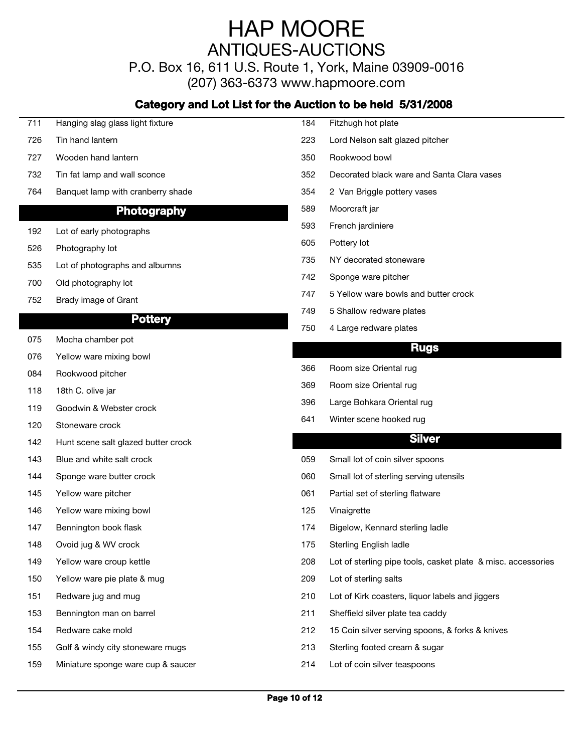# HAP MOORE
## ANTIQUES-AUCTIONS
P.O. Box 16, 611 U.S. Route 1, York, Maine 03909-0016
(207) 363-6373 www.hapmoore.com

**Category and Lot List for the Auction to be held 5/31/2008**

| Lot | Description |
|---|---|
| 711 | Hanging slag glass light fixture |
| 726 | Tin hand lantern |
| 727 | Wooden hand lantern |
| 732 | Tin fat lamp and wall sconce |
| 764 | Banquet lamp with cranberry shade |

### Photography

| Lot | Description |
|---|---|
| 192 | Lot of early photographs |
| 526 | Photography lot |
| 535 | Lot of photographs and albumns |
| 700 | Old photography lot |
| 752 | Brady image of Grant |

### Pottery

| Lot | Description |
|---|---|
| 075 | Mocha chamber pot |
| 076 | Yellow ware mixing bowl |
| 084 | Rookwood pitcher |
| 118 | 18th C. olive jar |
| 119 | Goodwin & Webster crock |
| 120 | Stoneware crock |
| 142 | Hunt scene salt glazed butter crock |
| 143 | Blue and white salt crock |
| 144 | Sponge ware butter crock |
| 145 | Yellow ware pitcher |
| 146 | Yellow ware mixing bowl |
| 147 | Bennington book flask |
| 148 | Ovoid jug & WV crock |
| 149 | Yellow ware croup kettle |
| 150 | Yellow ware pie plate & mug |
| 151 | Redware jug and mug |
| 153 | Bennington man on barrel |
| 154 | Redware cake mold |
| 155 | Golf & windy city stoneware mugs |
| 159 | Miniature sponge ware cup & saucer |
| 184 | Fitzhugh hot plate |
| 223 | Lord Nelson salt glazed pitcher |
| 350 | Rookwood bowl |
| 352 | Decorated black ware and Santa Clara vases |
| 354 | 2 Van Briggle pottery vases |
| 589 | Moorcraft jar |
| 593 | French jardiniere |
| 605 | Pottery lot |
| 735 | NY decorated stoneware |
| 742 | Sponge ware pitcher |
| 747 | 5 Yellow ware bowls and butter crock |
| 749 | 5 Shallow redware plates |
| 750 | 4 Large redware plates |

### Rugs

| Lot | Description |
|---|---|
| 366 | Room size Oriental rug |
| 369 | Room size Oriental rug |
| 396 | Large Bohkara Oriental rug |
| 641 | Winter scene hooked rug |

### Silver

| Lot | Description |
|---|---|
| 059 | Small lot of coin silver spoons |
| 060 | Small lot of sterling serving utensils |
| 061 | Partial set of sterling flatware |
| 125 | Vinaigrette |
| 174 | Bigelow, Kennard sterling ladle |
| 175 | Sterling English ladle |
| 208 | Lot of sterling pipe tools, casket plate & misc. accessories |
| 209 | Lot of sterling salts |
| 210 | Lot of Kirk coasters, liquor labels and jiggers |
| 211 | Sheffield silver plate tea caddy |
| 212 | 15 Coin silver serving spoons, & forks & knives |
| 213 | Sterling footed cream & sugar |
| 214 | Lot of coin silver teaspoons |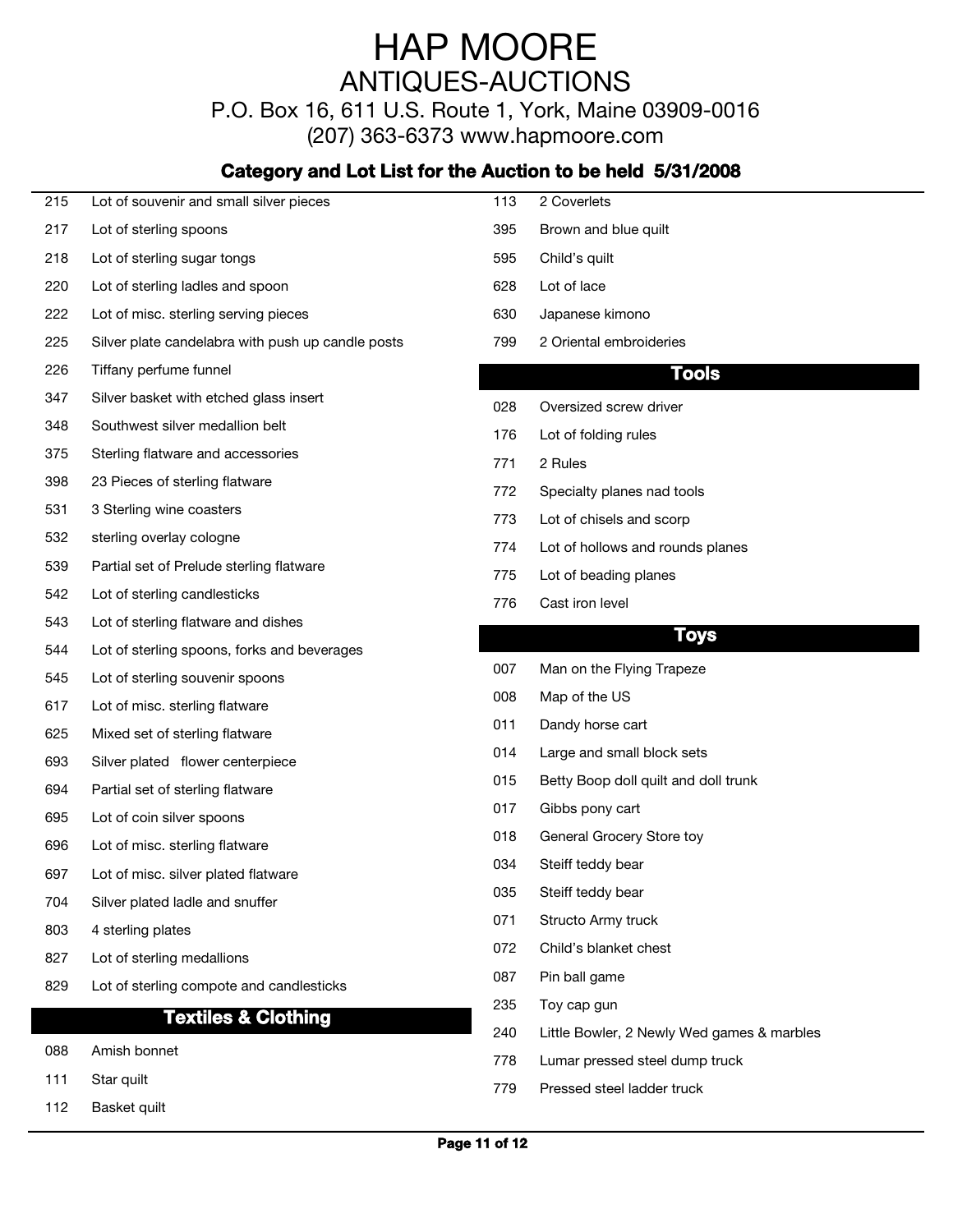# HAP MOORE
## ANTIQUES-AUCTIONS
P.O. Box 16, 611 U.S. Route 1, York, Maine 03909-0016
(207) 363-6373 www.hapmoore.com

### Category and Lot List for the Auction to be held 5/31/2008

| Lot | Description |
|---|---|
| 215 | Lot of souvenir and small silver pieces |
| 217 | Lot of sterling spoons |
| 218 | Lot of sterling sugar tongs |
| 220 | Lot of sterling ladles and spoon |
| 222 | Lot of misc. sterling serving pieces |
| 225 | Silver plate candelabra with push up candle posts |
| 226 | Tiffany perfume funnel |
| 347 | Silver basket with etched glass insert |
| 348 | Southwest silver medallion belt |
| 375 | Sterling flatware and accessories |
| 398 | 23 Pieces of sterling flatware |
| 531 | 3 Sterling wine coasters |
| 532 | sterling overlay cologne |
| 539 | Partial set of Prelude sterling flatware |
| 542 | Lot of sterling candlesticks |
| 543 | Lot of sterling flatware and dishes |
| 544 | Lot of sterling spoons, forks and beverages |
| 545 | Lot of sterling souvenir spoons |
| 617 | Lot of misc. sterling flatware |
| 625 | Mixed set of sterling flatware |
| 693 | Silver plated flower centerpiece |
| 694 | Partial set of sterling flatware |
| 695 | Lot of coin silver spoons |
| 696 | Lot of misc. sterling flatware |
| 697 | Lot of misc. silver plated flatware |
| 704 | Silver plated ladle and snuffer |
| 803 | 4 sterling plates |
| 827 | Lot of sterling medallions |
| 829 | Lot of sterling compote and candlesticks |

## Textiles & Clothing

| Lot | Description |
|---|---|
| 088 | Amish bonnet |
| 111 | Star quilt |
| 112 | Basket quilt |
| 113 | 2 Coverlets |
| 395 | Brown and blue quilt |
| 595 | Child's quilt |
| 628 | Lot of lace |
| 630 | Japanese kimono |
| 799 | 2 Oriental embroideries |

## Tools

| Lot | Description |
|---|---|
| 028 | Oversized screw driver |
| 176 | Lot of folding rules |
| 771 | 2 Rules |
| 772 | Specialty planes nad tools |
| 773 | Lot of chisels and scorp |
| 774 | Lot of hollows and rounds planes |
| 775 | Lot of beading planes |
| 776 | Cast iron level |

## Toys

| Lot | Description |
|---|---|
| 007 | Man on the Flying Trapeze |
| 008 | Map of the US |
| 011 | Dandy horse cart |
| 014 | Large and small block sets |
| 015 | Betty Boop doll quilt and doll trunk |
| 017 | Gibbs pony cart |
| 018 | General Grocery Store toy |
| 034 | Steiff teddy bear |
| 035 | Steiff teddy bear |
| 071 | Structo Army truck |
| 072 | Child's blanket chest |
| 087 | Pin ball game |
| 235 | Toy cap gun |
| 240 | Little Bowler, 2 Newly Wed games & marbles |
| 778 | Lumar pressed steel dump truck |
| 779 | Pressed steel ladder truck |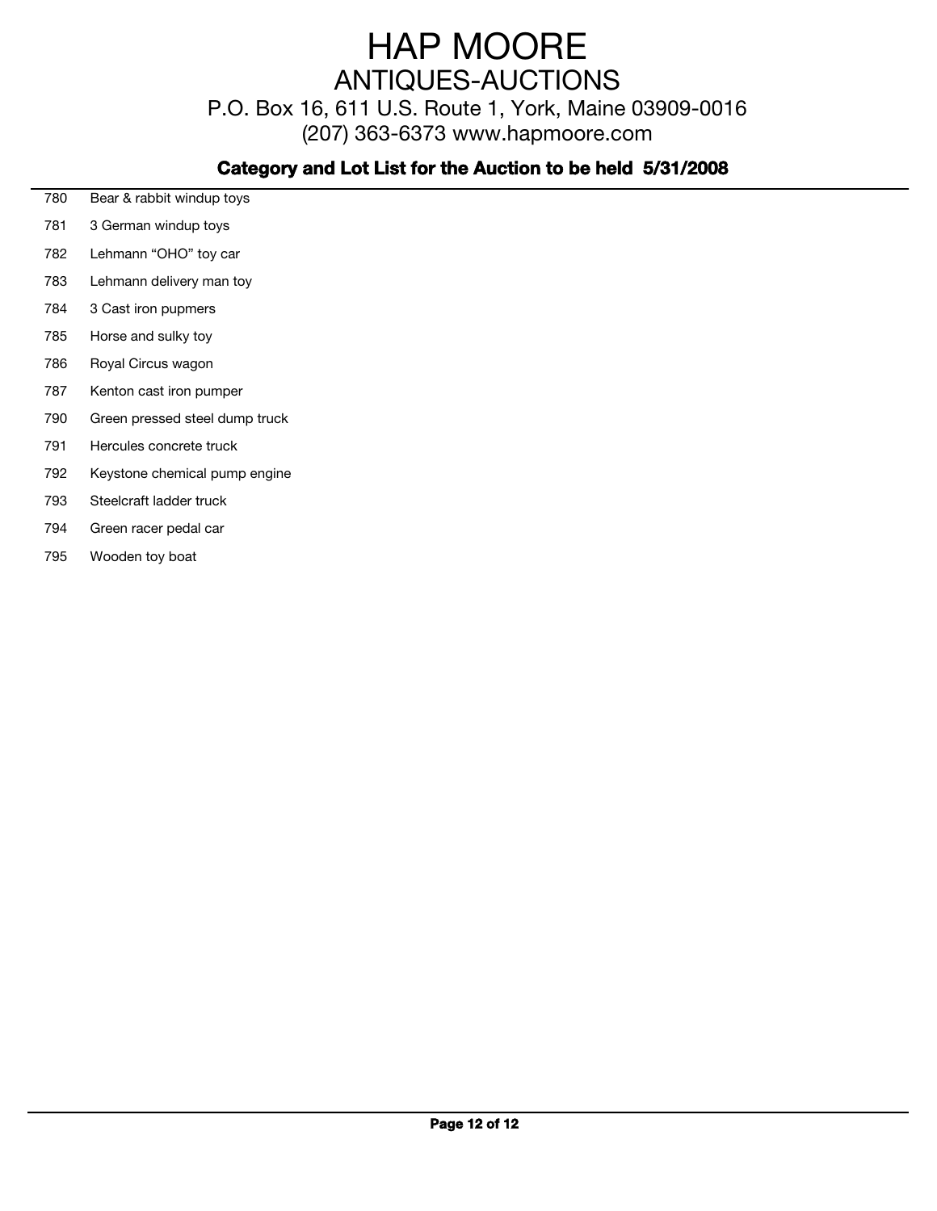| | |
|---|---|
| 780 | Bear & rabbit windup toys |
| 781 | 3 German windup toys |
| 782 | Lehmann “OHO” toy car |
| 783 | Lehmann delivery man toy |
| 784 | 3 Cast iron pupmers |
| 785 | Horse and sulky toy |
| 786 | Royal Circus wagon |
| 787 | Kenton cast iron pumper |
| 790 | Green pressed steel dump truck |
| 791 | Hercules concrete truck |
| 792 | Keystone chemical pump engine |
| 793 | Steelcraft ladder truck |
| 794 | Green racer pedal car |
| 795 | Wooden toy boat |